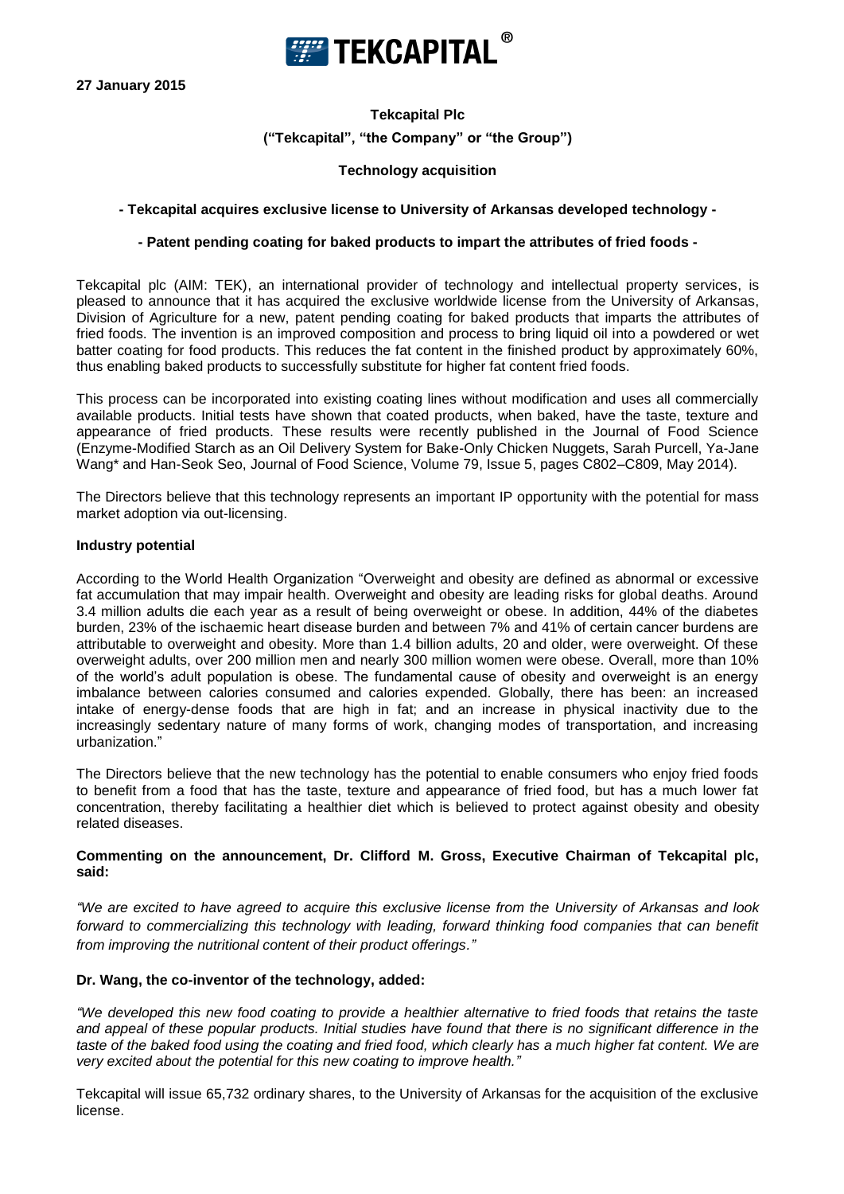TEKCAPITAL®

**27 January 2015**

**Tekcapital Plc**

**("Tekcapital", "the Company" or "the Group")**

**Technology acquisition**

**- Tekcapital acquires exclusive license to University of Arkansas developed technology -**

**- Patent pending coating for baked products to impart the attributes of fried foods -**

Tekcapital plc (AIM: TEK), an international provider of technology and intellectual property services, is pleased to announce that it has acquired the exclusive worldwide license from the University of Arkansas, Division of Agriculture for a new, patent pending coating for baked products that imparts the attributes of fried foods. The invention is an improved composition and process to bring liquid oil into a powdered or wet batter coating for food products. This reduces the fat content in the finished product by approximately 60%, thus enabling baked products to successfully substitute for higher fat content fried foods.

This process can be incorporated into existing coating lines without modification and uses all commercially available products. Initial tests have shown that coated products, when baked, have the taste, texture and appearance of fried products. These results were recently published in the Journal of Food Science (Enzyme-Modified Starch as an Oil Delivery System for Bake-Only Chicken Nuggets, Sarah Purcell, Ya-Jane Wang* and Han-Seok Seo, Journal of Food Science, Volume 79, Issue 5, pages C802–C809, May 2014).

The Directors believe that this technology represents an important IP opportunity with the potential for mass market adoption via out-licensing.

**Industry potential**

According to the World Health Organization "Overweight and obesity are defined as abnormal or excessive fat accumulation that may impair health. Overweight and obesity are leading risks for global deaths. Around 3.4 million adults die each year as a result of being overweight or obese. In addition, 44% of the diabetes burden, 23% of the ischaemic heart disease burden and between 7% and 41% of certain cancer burdens are attributable to overweight and obesity. More than 1.4 billion adults, 20 and older, were overweight. Of these overweight adults, over 200 million men and nearly 300 million women were obese. Overall, more than 10% of the world's adult population is obese. The fundamental cause of obesity and overweight is an energy imbalance between calories consumed and calories expended. Globally, there has been: an increased intake of energy-dense foods that are high in fat; and an increase in physical inactivity due to the increasingly sedentary nature of many forms of work, changing modes of transportation, and increasing urbanization."

The Directors believe that the new technology has the potential to enable consumers who enjoy fried foods to benefit from a food that has the taste, texture and appearance of fried food, but has a much lower fat concentration, thereby facilitating a healthier diet which is believed to protect against obesity and obesity related diseases.

**Commenting on the announcement, Dr. Clifford M. Gross, Executive Chairman of Tekcapital plc, said:**

*"We are excited to have agreed to acquire this exclusive license from the University of Arkansas and look forward to commercializing this technology with leading, forward thinking food companies that can benefit from improving the nutritional content of their product offerings."*

**Dr. Wang, the co-inventor of the technology, added:**

*"We developed this new food coating to provide a healthier alternative to fried foods that retains the taste and appeal of these popular products. Initial studies have found that there is no significant difference in the taste of the baked food using the coating and fried food, which clearly has a much higher fat content. We are very excited about the potential for this new coating to improve health."*

Tekcapital will issue 65,732 ordinary shares, to the University of Arkansas for the acquisition of the exclusive license.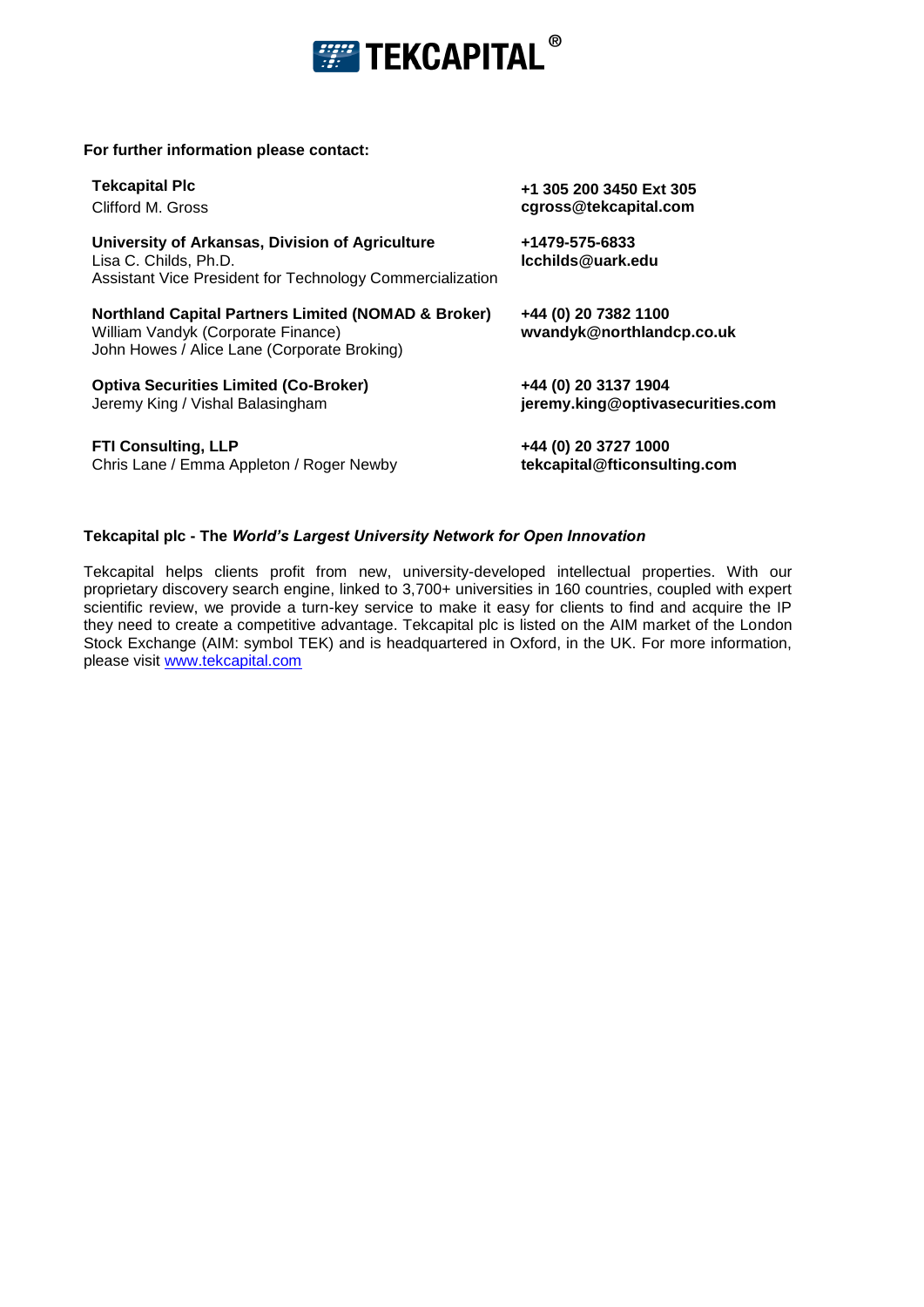**For further information please contact:**

| | |
|---|---|
| **Tekcapital Plc**<br>Clifford M. Gross | **+1 305 200 3450 Ext 305**<br>**cgross@tekcapital.com** |
| **University of Arkansas, Division of Agriculture**<br>Lisa C. Childs, Ph.D.<br>Assistant Vice President for Technology Commercialization | **+1479-575-6833**<br>**lcchilds@uark.edu** |
| **Northland Capital Partners Limited (NOMAD & Broker)**<br>William Vandyk (Corporate Finance)<br>John Howes / Alice Lane (Corporate Broking) | **+44 (0) 20 7382 1100**<br>**wvandyk@northlandcp.co.uk** |
| **Optiva Securities Limited (Co-Broker)**<br>Jeremy King / Vishal Balasingham | **+44 (0) 20 3137 1904**<br>**jeremy.king@optivasecurities.com** |
| **FTI Consulting, LLP**<br>Chris Lane / Emma Appleton / Roger Newby | **+44 (0) 20 3727 1000**<br>**tekcapital@fticonsulting.com** |

**Tekcapital plc - The *World's Largest University Network for Open Innovation***

Tekcapital helps clients profit from new, university-developed intellectual properties. With our proprietary discovery search engine, linked to 3,700+ universities in 160 countries, coupled with expert scientific review, we provide a turn-key service to make it easy for clients to find and acquire the IP they need to create a competitive advantage. Tekcapital plc is listed on the AIM market of the London Stock Exchange (AIM: symbol TEK) and is headquartered in Oxford, in the UK. For more information, please visit www.tekcapital.com